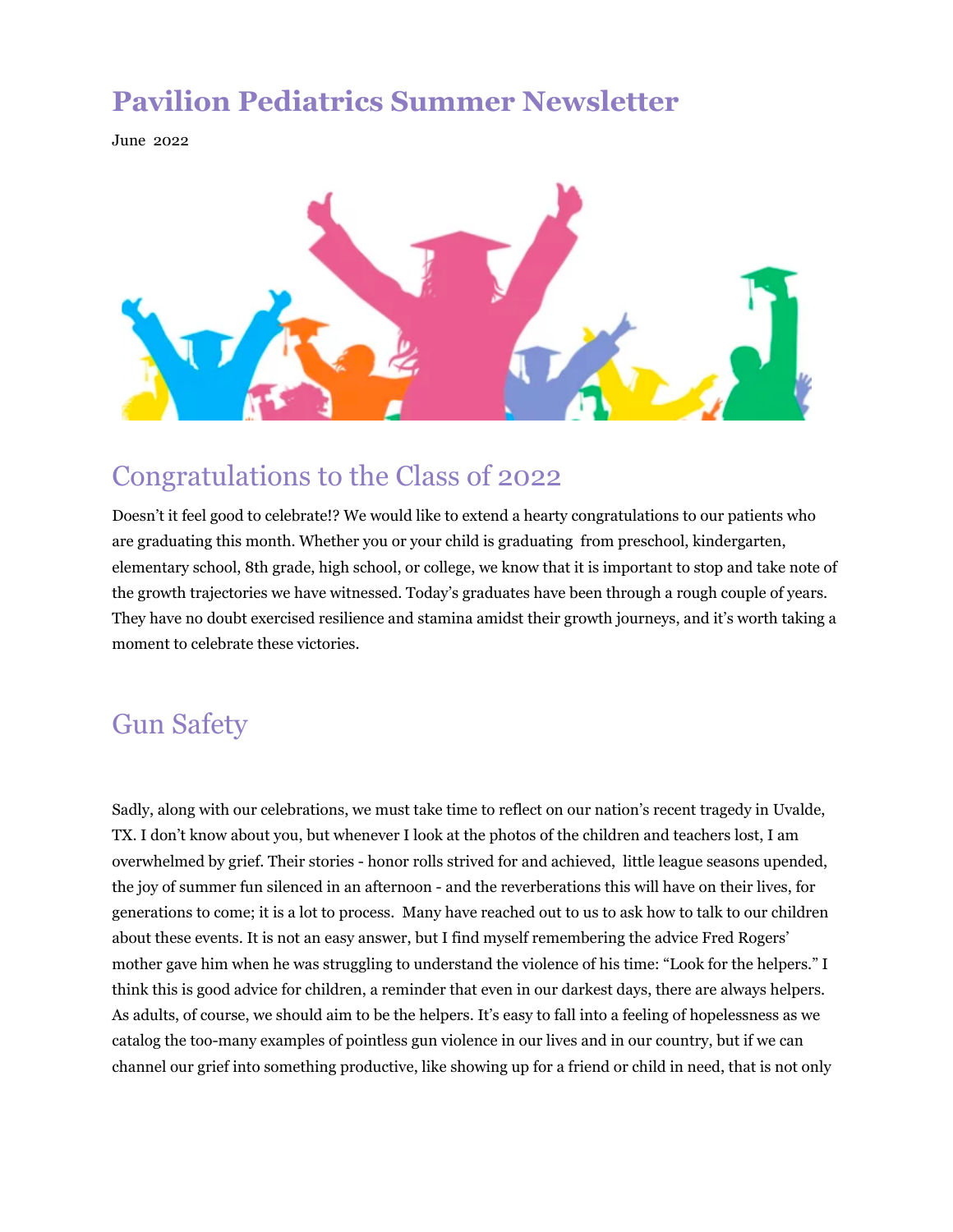# Pavilion Pediatrics Summer Newsletter

June 2022

## Congratulations to the Class of 2022

Doesn't it feel good to celebrate!? We would like to extend a hearty congratulations to our patients who are graduating this month. Whether you or your child is graduating from preschool, kindergarten, elementary school, 8th grade, high school, or college, we know that it is important to stop and take note of the growth trajectories we have witnessed. Today's graduates have been through a rough couple of years. They have no doubt exercised resilience and stamina amidst their growth journeys, and it's worth taking a moment to celebrate these victories.

## Gun Safety

Sadly, along with our celebrations, we must take time to reflect on our nation's recent tragedy in Uvalde, TX. I don't know about you, but whenever I look at the photos of the children and teachers lost, I am overwhelmed by grief. Their stories - honor rolls strived for and achieved, little league seasons upended, the joy of summer fun silenced in an afternoon - and the reverberations this will have on their lives, for generations to come; it is a lot to process. Many have reached out to us to ask how to talk to our children about these events. It is not an easy answer, but I find myself remembering the advice Fred Rogers' mother gave him when he was struggling to understand the violence of his time: "Look for the helpers." I think this is good advice for children, a reminder that even in our darkest days, there are always helpers. As adults, of course, we should aim to be the helpers. It's easy to fall into a feeling of hopelessness as we catalog the too-many examples of pointless gun violence in our lives and in our country, but if we can channel our grief into something productive, like showing up for a friend or child in need, that is not only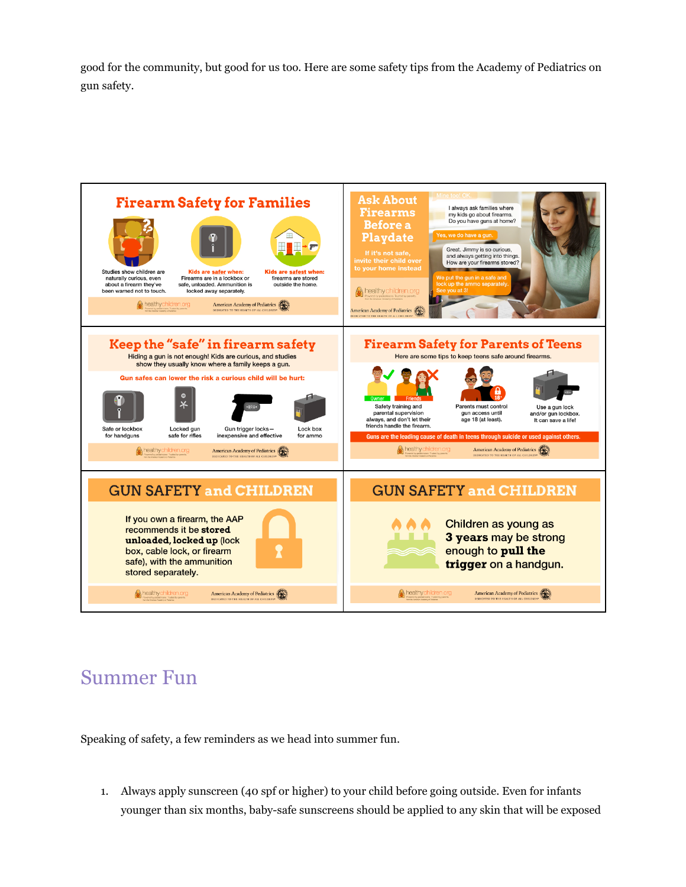good for the community, but good for us too. Here are some safety tips from the Academy of Pediatrics on gun safety.

**Firearm Safety for Families**

Studies show children are naturally curious, even about a firearm they've been warned not to touch.

**Kids are safer when:** Firearms are in a lockbox or safe, unloaded. Ammunition is locked away separately.

**Kids are safest when:** firearms are stored outside the home.

**Ask About Firearms Before a Playdate**

If it's not safe, invite their child over to your home instead

I always ask families where my kids go about firearms. Do you have guns at home?

Yes, we do have a gun.

Great. Jimmy is so curious, and always getting into things. How are your firearms stored?

We put the gun in a safe and lock up the ammo separately. See you at 3!

**Keep the "safe" in firearm safety**

Hiding a gun is not enough! Kids are curious, and studies show they usually know where a family keeps a gun.

Gun safes can lower the risk a curious child will be hurt:

- Safe or lockbox for handguns
- Locked gun safe for rifles
- Gun trigger locks – inexpensive and effective
- Lock box for ammo

**Firearm Safety for Parents of Teens**

Here are some tips to keep teens safe around firearms.

- Safety training and parental supervision always, and don't let their friends handle the firearm.
- Parents must control gun access until age 18 (at least).
- Use a gun lock and/or gun lockbox. It can save a life!

Guns are the leading cause of death in teens through suicide or used against others.

**GUN SAFETY and CHILDREN**

If you own a firearm, the AAP recommends it be **stored unloaded, locked up** (lock box, cable lock, or firearm safe), with the ammunition stored separately.

**GUN SAFETY and CHILDREN**

Children as young as **3 years** may be strong enough to **pull the trigger** on a handgun.

## Summer Fun

Speaking of safety, a few reminders as we head into summer fun.

1. Always apply sunscreen (40 spf or higher) to your child before going outside. Even for infants younger than six months, baby-safe sunscreens should be applied to any skin that will be exposed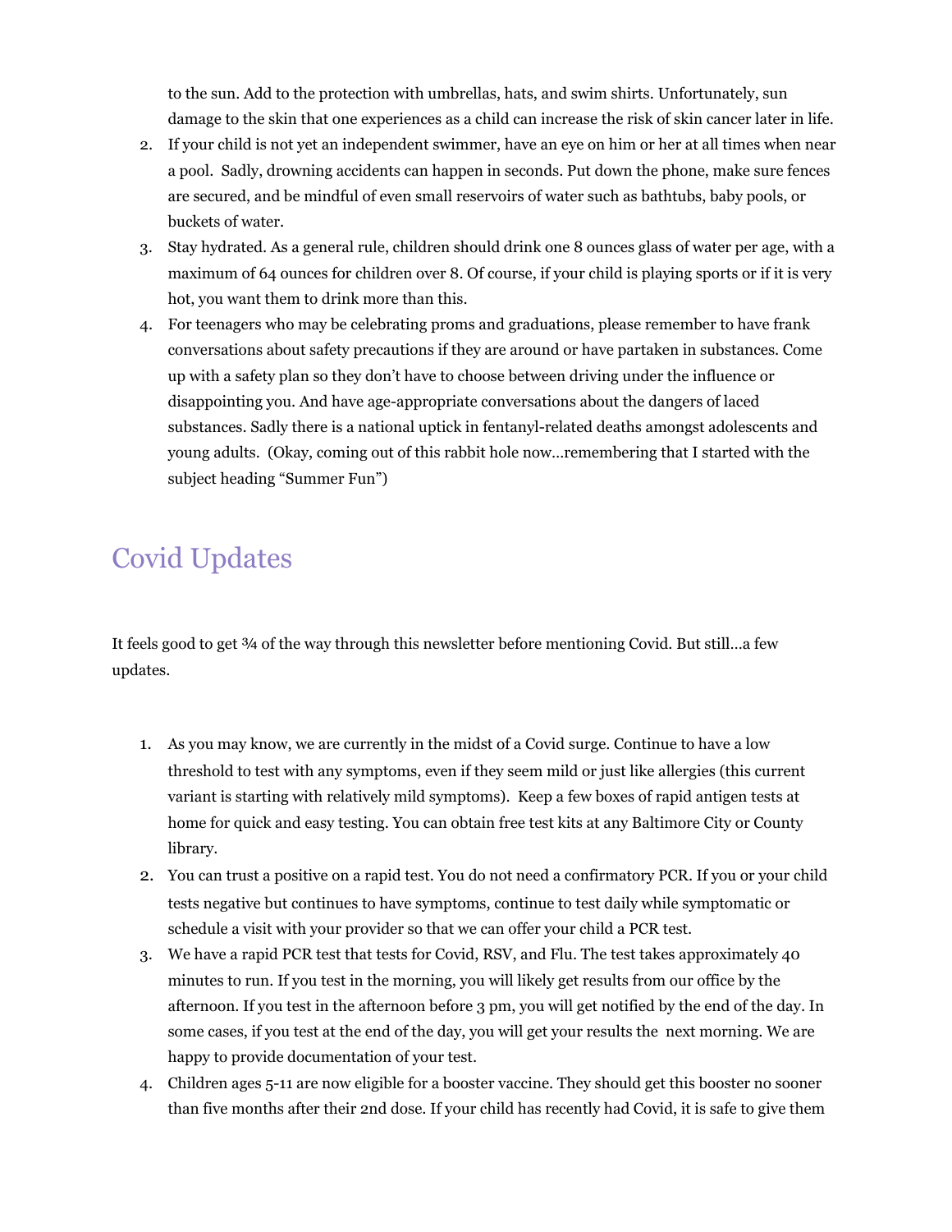to the sun. Add to the protection with umbrellas, hats, and swim shirts. Unfortunately, sun damage to the skin that one experiences as a child can increase the risk of skin cancer later in life.

2. If your child is not yet an independent swimmer, have an eye on him or her at all times when near a pool. Sadly, drowning accidents can happen in seconds. Put down the phone, make sure fences are secured, and be mindful of even small reservoirs of water such as bathtubs, baby pools, or buckets of water.
3. Stay hydrated. As a general rule, children should drink one 8 ounces glass of water per age, with a maximum of 64 ounces for children over 8. Of course, if your child is playing sports or if it is very hot, you want them to drink more than this.
4. For teenagers who may be celebrating proms and graduations, please remember to have frank conversations about safety precautions if they are around or have partaken in substances. Come up with a safety plan so they don't have to choose between driving under the influence or disappointing you. And have age-appropriate conversations about the dangers of laced substances. Sadly there is a national uptick in fentanyl-related deaths amongst adolescents and young adults. (Okay, coming out of this rabbit hole now…remembering that I started with the subject heading "Summer Fun")

## Covid Updates

It feels good to get ¾ of the way through this newsletter before mentioning Covid. But still…a few updates.

1. As you may know, we are currently in the midst of a Covid surge. Continue to have a low threshold to test with any symptoms, even if they seem mild or just like allergies (this current variant is starting with relatively mild symptoms). Keep a few boxes of rapid antigen tests at home for quick and easy testing. You can obtain free test kits at any Baltimore City or County library.
2. You can trust a positive on a rapid test. You do not need a confirmatory PCR. If you or your child tests negative but continues to have symptoms, continue to test daily while symptomatic or schedule a visit with your provider so that we can offer your child a PCR test.
3. We have a rapid PCR test that tests for Covid, RSV, and Flu. The test takes approximately 40 minutes to run. If you test in the morning, you will likely get results from our office by the afternoon. If you test in the afternoon before 3 pm, you will get notified by the end of the day. In some cases, if you test at the end of the day, you will get your results the next morning. We are happy to provide documentation of your test.
4. Children ages 5-11 are now eligible for a booster vaccine. They should get this booster no sooner than five months after their 2nd dose. If your child has recently had Covid, it is safe to give them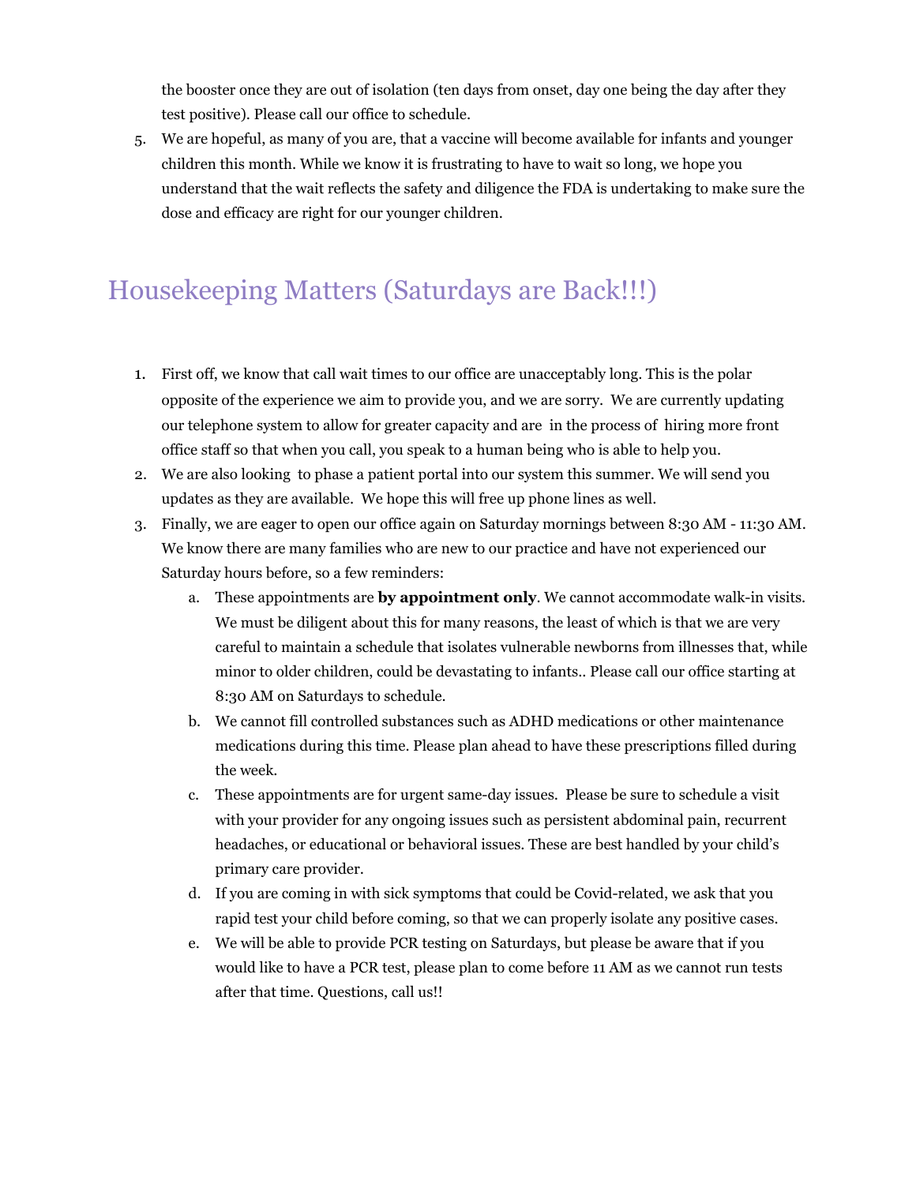the booster once they are out of isolation (ten days from onset, day one being the day after they test positive). Please call our office to schedule.

5. We are hopeful, as many of you are, that a vaccine will become available for infants and younger children this month. While we know it is frustrating to have to wait so long, we hope you understand that the wait reflects the safety and diligence the FDA is undertaking to make sure the dose and efficacy are right for our younger children.

## Housekeeping Matters (Saturdays are Back!!!)

1. First off, we know that call wait times to our office are unacceptably long. This is the polar opposite of the experience we aim to provide you, and we are sorry. We are currently updating our telephone system to allow for greater capacity and are in the process of hiring more front office staff so that when you call, you speak to a human being who is able to help you.
2. We are also looking to phase a patient portal into our system this summer. We will send you updates as they are available. We hope this will free up phone lines as well.
3. Finally, we are eager to open our office again on Saturday mornings between 8:30 AM - 11:30 AM. We know there are many families who are new to our practice and have not experienced our Saturday hours before, so a few reminders:
   a. These appointments are **by appointment only**. We cannot accommodate walk-in visits. We must be diligent about this for many reasons, the least of which is that we are very careful to maintain a schedule that isolates vulnerable newborns from illnesses that, while minor to older children, could be devastating to infants.. Please call our office starting at 8:30 AM on Saturdays to schedule.
   b. We cannot fill controlled substances such as ADHD medications or other maintenance medications during this time. Please plan ahead to have these prescriptions filled during the week.
   c. These appointments are for urgent same-day issues. Please be sure to schedule a visit with your provider for any ongoing issues such as persistent abdominal pain, recurrent headaches, or educational or behavioral issues. These are best handled by your child's primary care provider.
   d. If you are coming in with sick symptoms that could be Covid-related, we ask that you rapid test your child before coming, so that we can properly isolate any positive cases.
   e. We will be able to provide PCR testing on Saturdays, but please be aware that if you would like to have a PCR test, please plan to come before 11 AM as we cannot run tests after that time. Questions, call us!!